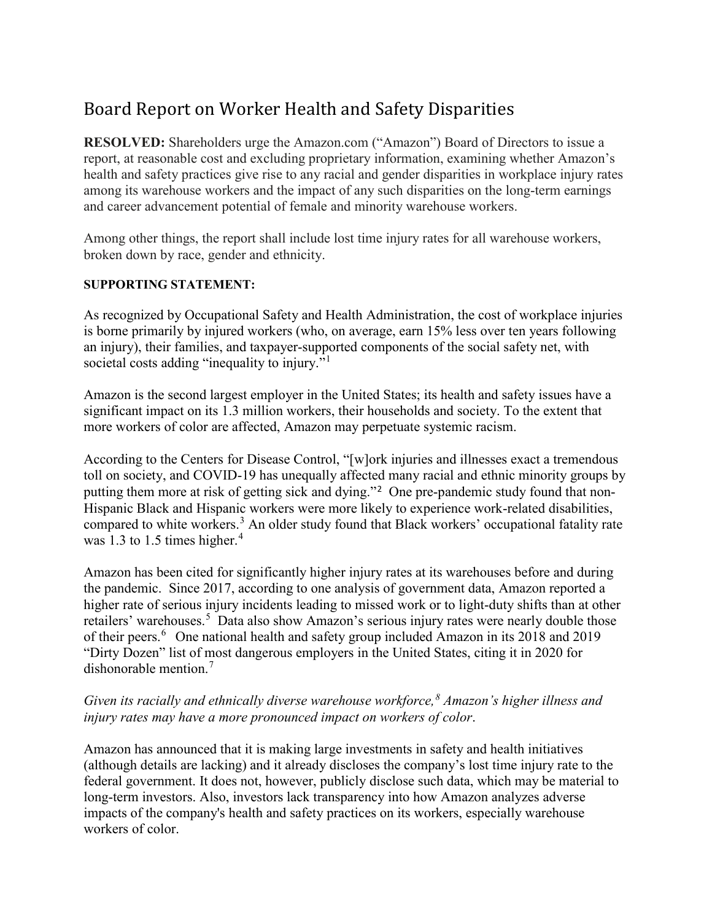# Board Report on Worker Health and Safety Disparities

**RESOLVED:** Shareholders urge the Amazon.com ("Amazon") Board of Directors to issue a report, at reasonable cost and excluding proprietary information, examining whether Amazon's health and safety practices give rise to any racial and gender disparities in workplace injury rates among its warehouse workers and the impact of any such disparities on the long-term earnings and career advancement potential of female and minority warehouse workers.

Among other things, the report shall include lost time injury rates for all warehouse workers, broken down by race, gender and ethnicity.

**SUPPORTING STATEMENT:**

As recognized by Occupational Safety and Health Administration, the cost of workplace injuries is borne primarily by injured workers (who, on average, earn 15% less over ten years following an injury), their families, and taxpayer-supported components of the social safety net, with societal costs adding "inequality to injury."[1]

Amazon is the second largest employer in the United States; its health and safety issues have a significant impact on its 1.3 million workers, their households and society. To the extent that more workers of color are affected, Amazon may perpetuate systemic racism.

According to the Centers for Disease Control, "[w]ork injuries and illnesses exact a tremendous toll on society, and COVID-19 has unequally affected many racial and ethnic minority groups by putting them more at risk of getting sick and dying."[2] One pre-pandemic study found that non-Hispanic Black and Hispanic workers were more likely to experience work-related disabilities, compared to white workers.[3] An older study found that Black workers' occupational fatality rate was 1.3 to 1.5 times higher.[4]

Amazon has been cited for significantly higher injury rates at its warehouses before and during the pandemic. Since 2017, according to one analysis of government data, Amazon reported a higher rate of serious injury incidents leading to missed work or to light-duty shifts than at other retailers' warehouses.[5] Data also show Amazon's serious injury rates were nearly double those of their peers.[6] One national health and safety group included Amazon in its 2018 and 2019 "Dirty Dozen" list of most dangerous employers in the United States, citing it in 2020 for dishonorable mention.[7]

*Given its racially and ethnically diverse warehouse workforce,[8] Amazon's higher illness and injury rates may have a more pronounced impact on workers of color*.

Amazon has announced that it is making large investments in safety and health initiatives (although details are lacking) and it already discloses the company's lost time injury rate to the federal government. It does not, however, publicly disclose such data, which may be material to long-term investors. Also, investors lack transparency into how Amazon analyzes adverse impacts of the company's health and safety practices on its workers, especially warehouse workers of color.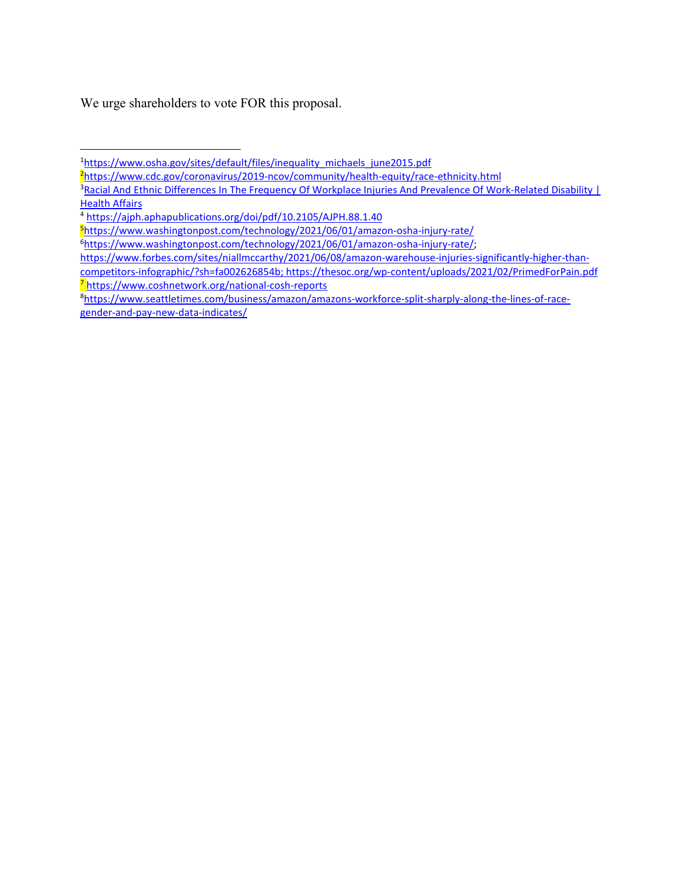We urge shareholders to vote FOR this proposal.

---

[1] https://www.osha.gov/sites/default/files/inequality_michaels_june2015.pdf

[2] https://www.cdc.gov/coronavirus/2019-ncov/community/health-equity/race-ethnicity.html

[3] Racial And Ethnic Differences In The Frequency Of Workplace Injuries And Prevalence Of Work-Related Disability | Health Affairs

[4] https://ajph.aphapublications.org/doi/pdf/10.2105/AJPH.88.1.40

[5] https://www.washingtonpost.com/technology/2021/06/01/amazon-osha-injury-rate/

[6] https://www.washingtonpost.com/technology/2021/06/01/amazon-osha-injury-rate/; https://www.forbes.com/sites/niallmccarthy/2021/06/08/amazon-warehouse-injuries-significantly-higher-than-competitors-infographic/?sh=fa002626854b; https://thesoc.org/wp-content/uploads/2021/02/PrimedForPain.pdf

[7] https://www.coshnetwork.org/national-cosh-reports

[8] https://www.seattletimes.com/business/amazon/amazons-workforce-split-sharply-along-the-lines-of-race-gender-and-pay-new-data-indicates/